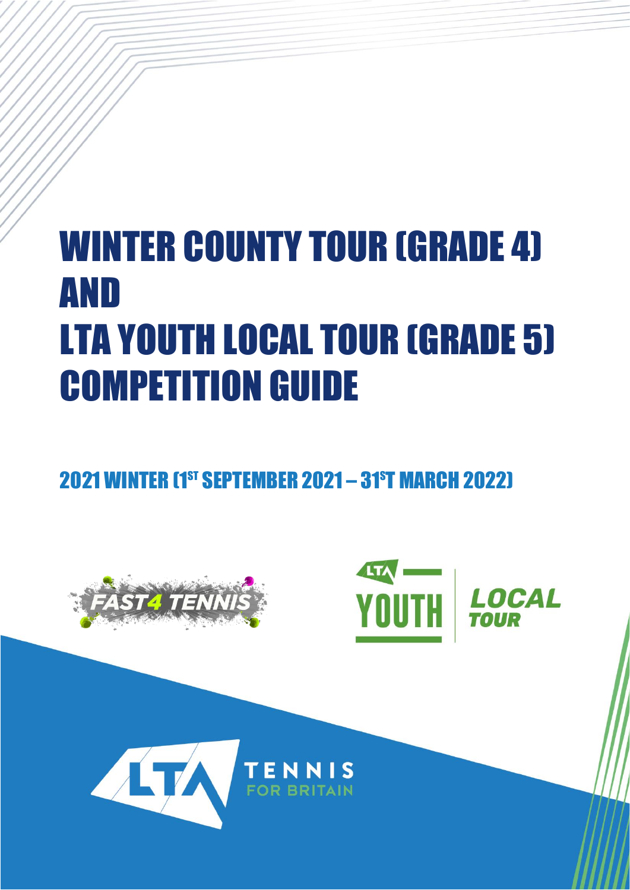# WINTER COUNTY TOUR (GRADE 4) AND LTA YOUTH LOCAL TOUR (GRADE 5) COMPETITION GUIDE

## 2021 WINTER (1ST SEPTEMBER 2021 – 31ST MARCH 2022)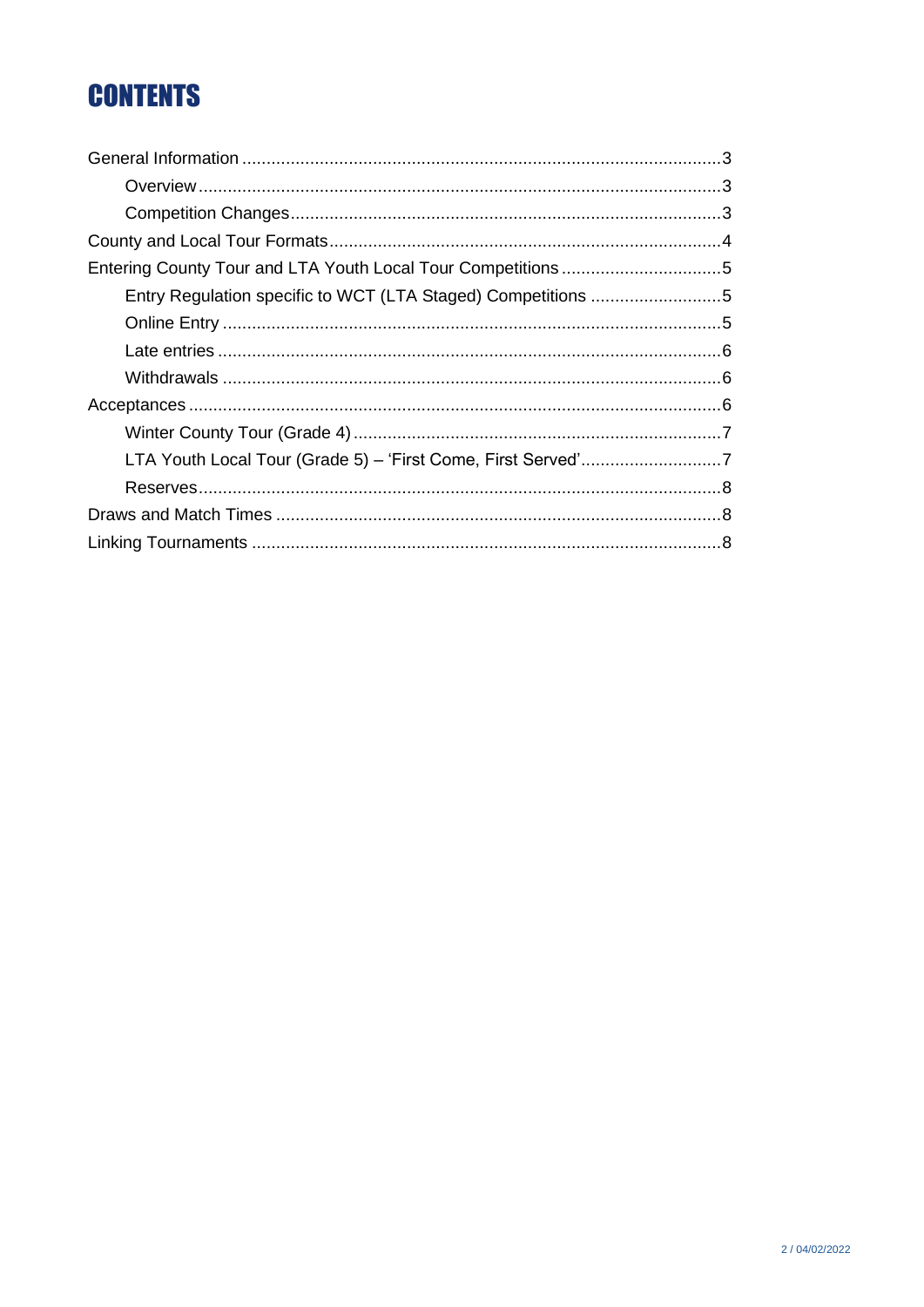# CONTENTS

- General Information ... 3
  - Overview ... 3
  - Competition Changes ... 3
- County and Local Tour Formats ... 4
- Entering County Tour and LTA Youth Local Tour Competitions ... 5
  - Entry Regulation specific to WCT (LTA Staged) Competitions ... 5
  - Online Entry ... 5
  - Late entries ... 6
  - Withdrawals ... 6
- Acceptances ... 6
  - Winter County Tour (Grade 4) ... 7
  - LTA Youth Local Tour (Grade 5) – 'First Come, First Served' ... 7
  - Reserves ... 8
- Draws and Match Times ... 8
- Linking Tournaments ... 8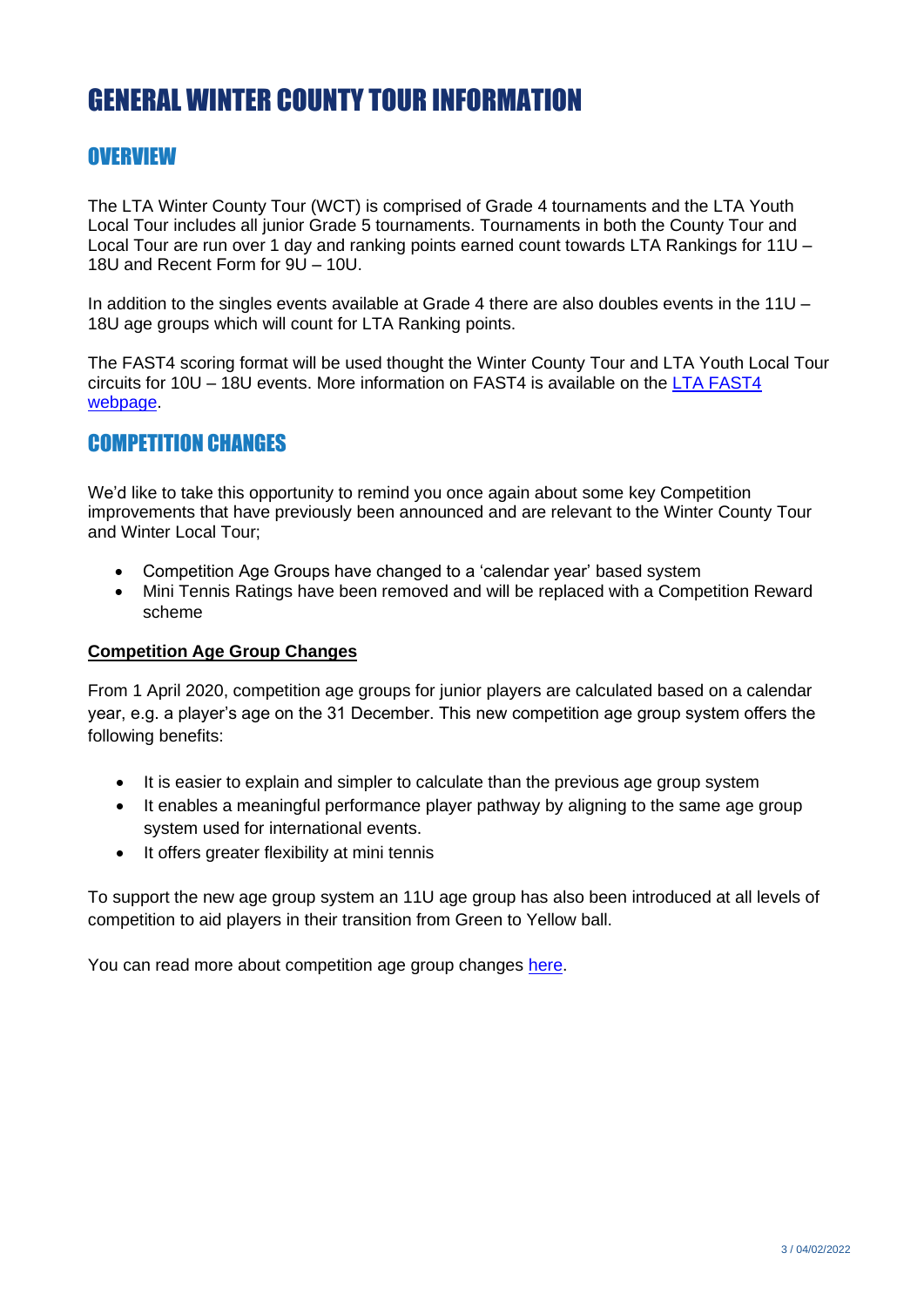# GENERAL WINTER COUNTY TOUR INFORMATION

## OVERVIEW

The LTA Winter County Tour (WCT) is comprised of Grade 4 tournaments and the LTA Youth Local Tour includes all junior Grade 5 tournaments. Tournaments in both the County Tour and Local Tour are run over 1 day and ranking points earned count towards LTA Rankings for 11U – 18U and Recent Form for 9U – 10U.

In addition to the singles events available at Grade 4 there are also doubles events in the 11U – 18U age groups which will count for LTA Ranking points.

The FAST4 scoring format will be used thought the Winter County Tour and LTA Youth Local Tour circuits for 10U – 18U events. More information on FAST4 is available on the [LTA FAST4 webpage](#).

## COMPETITION CHANGES

We'd like to take this opportunity to remind you once again about some key Competition improvements that have previously been announced and are relevant to the Winter County Tour and Winter Local Tour;

- Competition Age Groups have changed to a 'calendar year' based system
- Mini Tennis Ratings have been removed and will be replaced with a Competition Reward scheme

### Competition Age Group Changes

From 1 April 2020, competition age groups for junior players are calculated based on a calendar year, e.g. a player's age on the 31 December. This new competition age group system offers the following benefits:

- It is easier to explain and simpler to calculate than the previous age group system
- It enables a meaningful performance player pathway by aligning to the same age group system used for international events.
- It offers greater flexibility at mini tennis

To support the new age group system an 11U age group has also been introduced at all levels of competition to aid players in their transition from Green to Yellow ball.

You can read more about competition age group changes [here](#).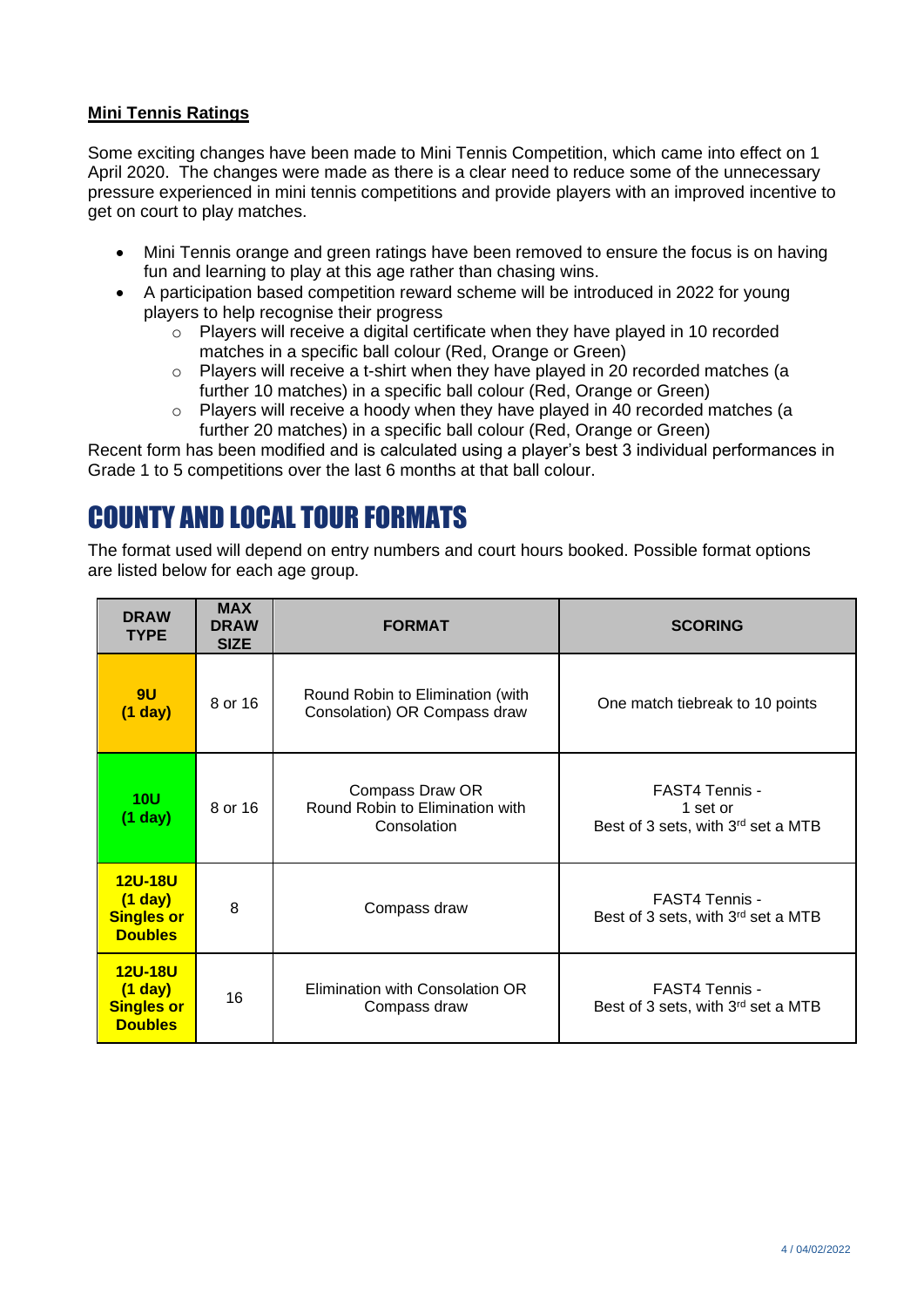**Mini Tennis Ratings**

Some exciting changes have been made to Mini Tennis Competition, which came into effect on 1 April 2020. The changes were made as there is a clear need to reduce some of the unnecessary pressure experienced in mini tennis competitions and provide players with an improved incentive to get on court to play matches.

- Mini Tennis orange and green ratings have been removed to ensure the focus is on having fun and learning to play at this age rather than chasing wins.
- A participation based competition reward scheme will be introduced in 2022 for young players to help recognise their progress
    - Players will receive a digital certificate when they have played in 10 recorded matches in a specific ball colour (Red, Orange or Green)
    - Players will receive a t-shirt when they have played in 20 recorded matches (a further 10 matches) in a specific ball colour (Red, Orange or Green)
    - Players will receive a hoody when they have played in 40 recorded matches (a further 20 matches) in a specific ball colour (Red, Orange or Green)

Recent form has been modified and is calculated using a player's best 3 individual performances in Grade 1 to 5 competitions over the last 6 months at that ball colour.

# COUNTY AND LOCAL TOUR FORMATS

The format used will depend on entry numbers and court hours booked. Possible format options are listed below for each age group.

| DRAW TYPE | MAX DRAW SIZE | FORMAT | SCORING |
|---|---|---|---|
| **9U (1 day)** | 8 or 16 | Round Robin to Elimination (with Consolation) OR Compass draw | One match tiebreak to 10 points |
| **10U (1 day)** | 8 or 16 | Compass Draw OR Round Robin to Elimination with Consolation | FAST4 Tennis - 1 set or Best of 3 sets, with 3rd set a MTB |
| **12U-18U (1 day) Singles or Doubles** | 8 | Compass draw | FAST4 Tennis - Best of 3 sets, with 3rd set a MTB |
| **12U-18U (1 day) Singles or Doubles** | 16 | Elimination with Consolation OR Compass draw | FAST4 Tennis - Best of 3 sets, with 3rd set a MTB |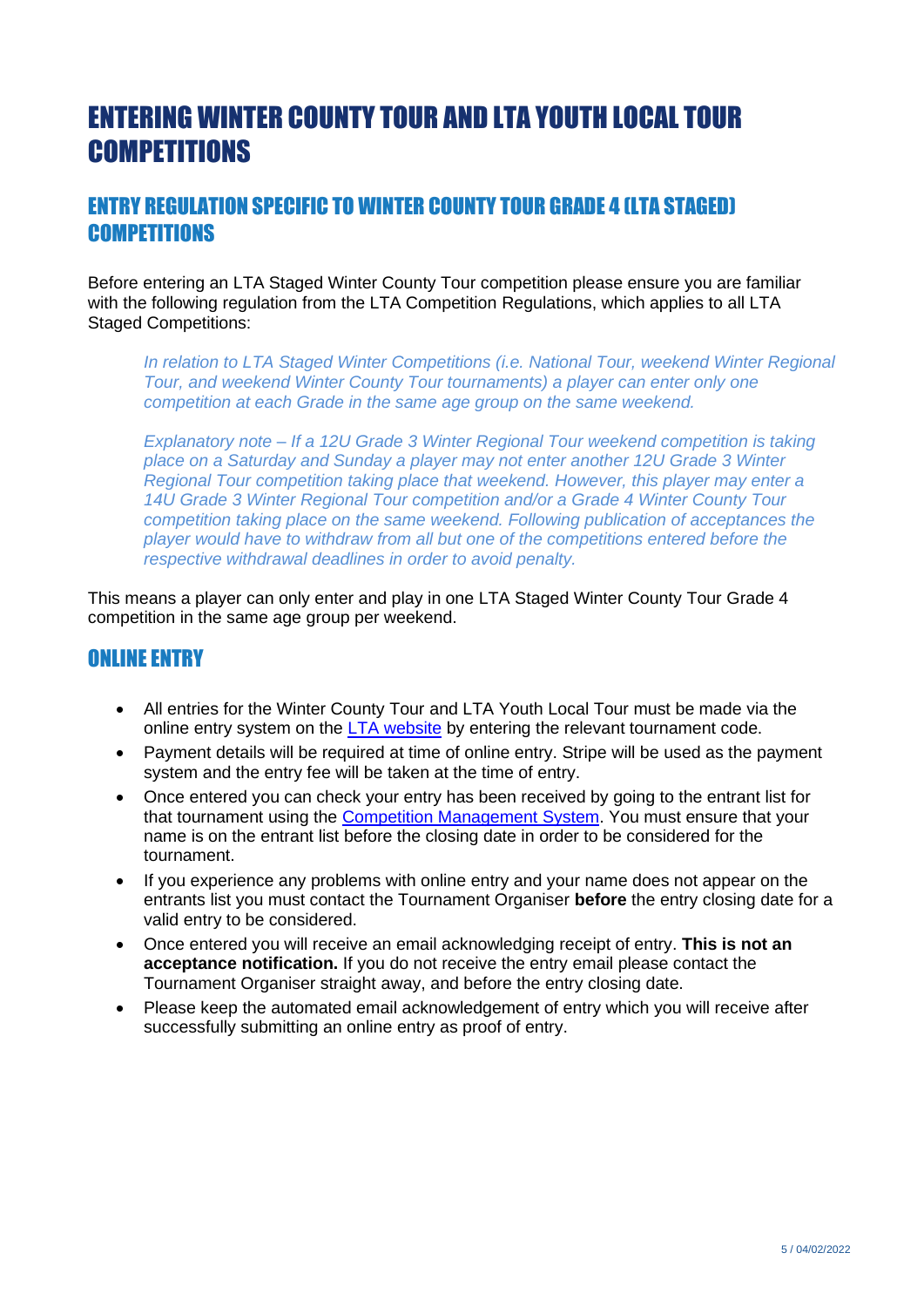# ENTERING WINTER COUNTY TOUR AND LTA YOUTH LOCAL TOUR COMPETITIONS

## ENTRY REGULATION SPECIFIC TO WINTER COUNTY TOUR GRADE 4 (LTA STAGED) COMPETITIONS

Before entering an LTA Staged Winter County Tour competition please ensure you are familiar with the following regulation from the LTA Competition Regulations, which applies to all LTA Staged Competitions:

> *In relation to LTA Staged Winter Competitions (i.e. National Tour, weekend Winter Regional Tour, and weekend Winter County Tour tournaments) a player can enter only one competition at each Grade in the same age group on the same weekend.*
>
> *Explanatory note – If a 12U Grade 3 Winter Regional Tour weekend competition is taking place on a Saturday and Sunday a player may not enter another 12U Grade 3 Winter Regional Tour competition taking place that weekend. However, this player may enter a 14U Grade 3 Winter Regional Tour competition and/or a Grade 4 Winter County Tour competition taking place on the same weekend. Following publication of acceptances the player would have to withdraw from all but one of the competitions entered before the respective withdrawal deadlines in order to avoid penalty.*

This means a player can only enter and play in one LTA Staged Winter County Tour Grade 4 competition in the same age group per weekend.

## ONLINE ENTRY

- All entries for the Winter County Tour and LTA Youth Local Tour must be made via the online entry system on the LTA website by entering the relevant tournament code.
- Payment details will be required at time of online entry. Stripe will be used as the payment system and the entry fee will be taken at the time of entry.
- Once entered you can check your entry has been received by going to the entrant list for that tournament using the Competition Management System. You must ensure that your name is on the entrant list before the closing date in order to be considered for the tournament.
- If you experience any problems with online entry and your name does not appear on the entrants list you must contact the Tournament Organiser **before** the entry closing date for a valid entry to be considered.
- Once entered you will receive an email acknowledging receipt of entry. **This is not an acceptance notification.** If you do not receive the entry email please contact the Tournament Organiser straight away, and before the entry closing date.
- Please keep the automated email acknowledgement of entry which you will receive after successfully submitting an online entry as proof of entry.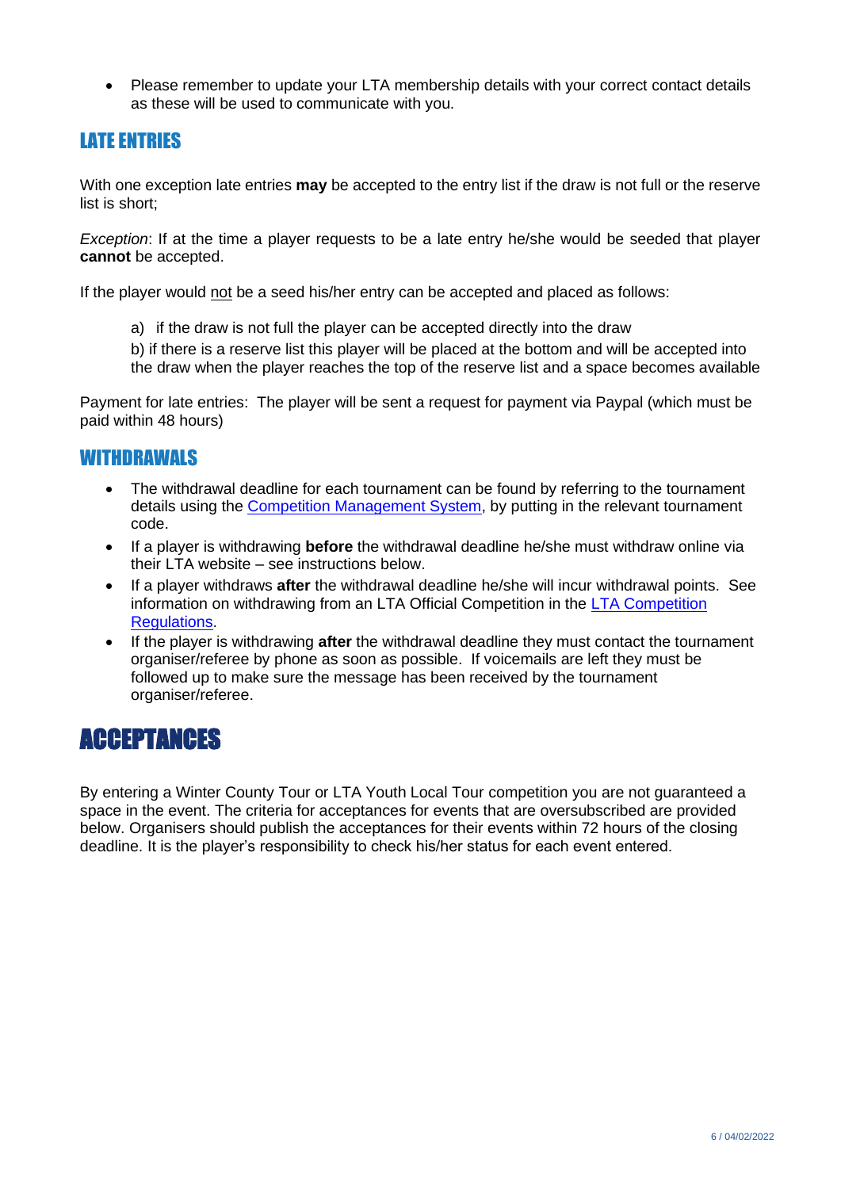- Please remember to update your LTA membership details with your correct contact details as these will be used to communicate with you.

## LATE ENTRIES

With one exception late entries **may** be accepted to the entry list if the draw is not full or the reserve list is short;

*Exception*: If at the time a player requests to be a late entry he/she would be seeded that player **cannot** be accepted.

If the player would not be a seed his/her entry can be accepted and placed as follows:

a) if the draw is not full the player can be accepted directly into the draw

b) if there is a reserve list this player will be placed at the bottom and will be accepted into the draw when the player reaches the top of the reserve list and a space becomes available

Payment for late entries: The player will be sent a request for payment via Paypal (which must be paid within 48 hours)

## WITHDRAWALS

- The withdrawal deadline for each tournament can be found by referring to the tournament details using the Competition Management System, by putting in the relevant tournament code.
- If a player is withdrawing **before** the withdrawal deadline he/she must withdraw online via their LTA website – see instructions below.
- If a player withdraws **after** the withdrawal deadline he/she will incur withdrawal points. See information on withdrawing from an LTA Official Competition in the LTA Competition Regulations.
- If the player is withdrawing **after** the withdrawal deadline they must contact the tournament organiser/referee by phone as soon as possible. If voicemails are left they must be followed up to make sure the message has been received by the tournament organiser/referee.

# ACCEPTANCES

By entering a Winter County Tour or LTA Youth Local Tour competition you are not guaranteed a space in the event. The criteria for acceptances for events that are oversubscribed are provided below. Organisers should publish the acceptances for their events within 72 hours of the closing deadline. It is the player's responsibility to check his/her status for each event entered.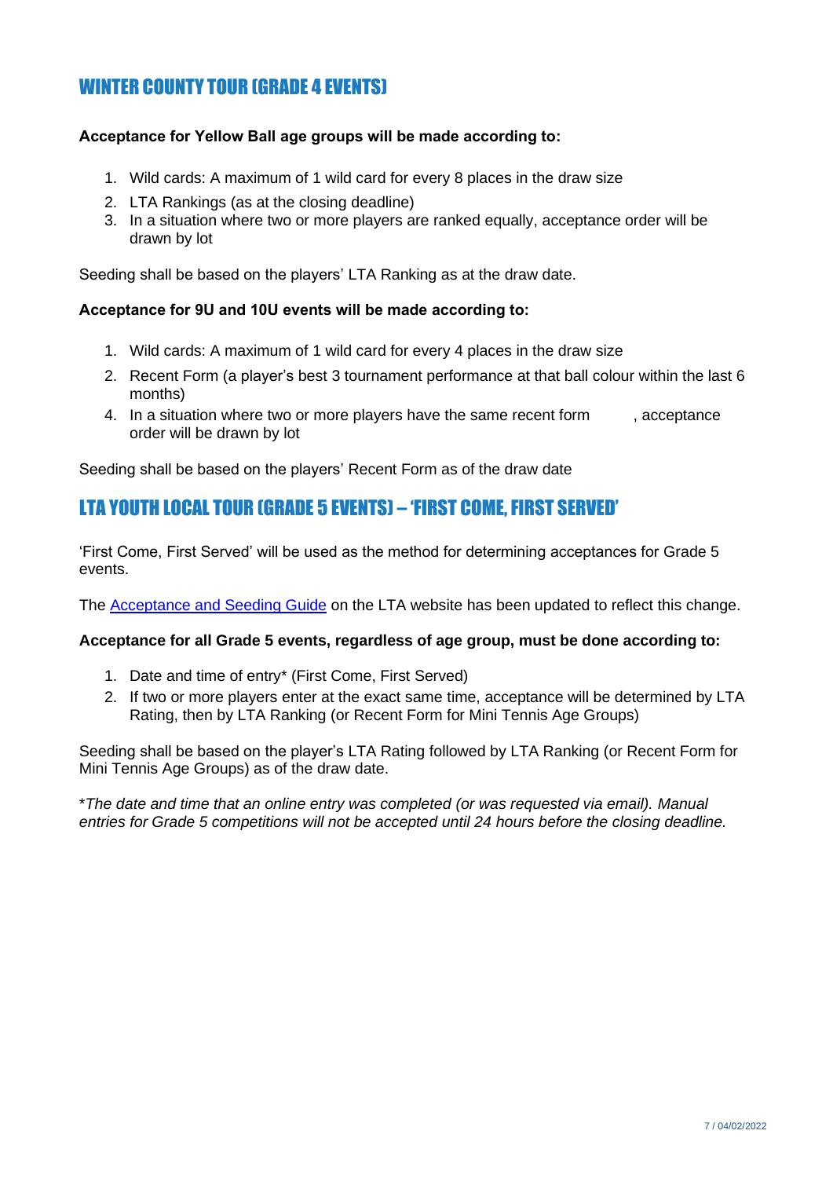## WINTER COUNTY TOUR (GRADE 4 EVENTS)

**Acceptance for Yellow Ball age groups will be made according to:**

1. Wild cards: A maximum of 1 wild card for every 8 places in the draw size
2. LTA Rankings (as at the closing deadline)
3. In a situation where two or more players are ranked equally, acceptance order will be drawn by lot

Seeding shall be based on the players' LTA Ranking as at the draw date.

**Acceptance for 9U and 10U events will be made according to:**

1. Wild cards: A maximum of 1 wild card for every 4 places in the draw size
2. Recent Form (a player's best 3 tournament performance at that ball colour within the last 6 months)
4. In a situation where two or more players have the same recent form , acceptance order will be drawn by lot

Seeding shall be based on the players' Recent Form as of the draw date

## LTA YOUTH LOCAL TOUR (GRADE 5 EVENTS) – 'FIRST COME, FIRST SERVED'

'First Come, First Served' will be used as the method for determining acceptances for Grade 5 events.

The Acceptance and Seeding Guide on the LTA website has been updated to reflect this change.

**Acceptance for all Grade 5 events, regardless of age group, must be done according to:**

1. Date and time of entry* (First Come, First Served)
2. If two or more players enter at the exact same time, acceptance will be determined by LTA Rating, then by LTA Ranking (or Recent Form for Mini Tennis Age Groups)

Seeding shall be based on the player's LTA Rating followed by LTA Ranking (or Recent Form for Mini Tennis Age Groups) as of the draw date.

**The date and time that an online entry was completed (or was requested via email). Manual entries for Grade 5 competitions will not be accepted until 24 hours before the closing deadline.*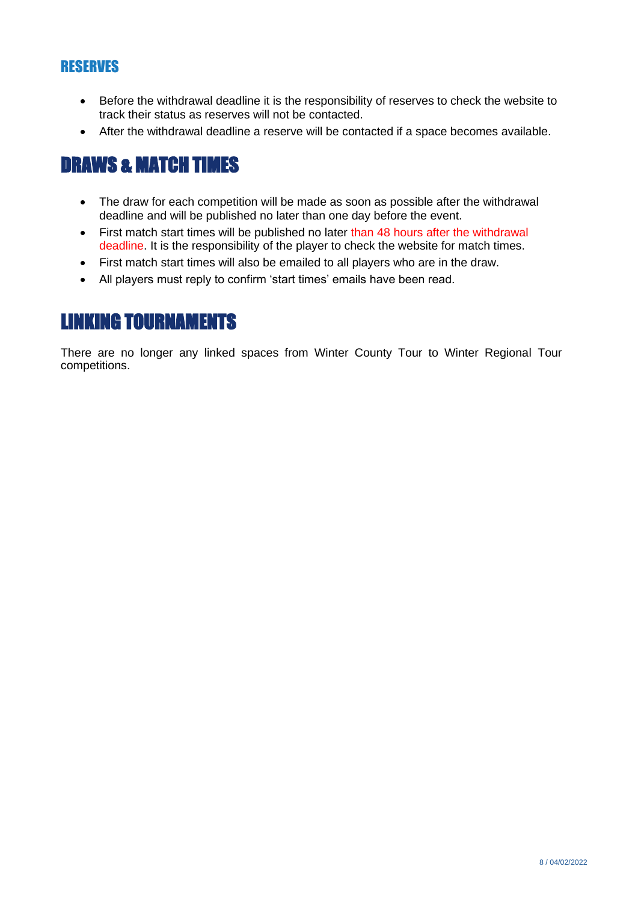## RESERVES

- Before the withdrawal deadline it is the responsibility of reserves to check the website to track their status as reserves will not be contacted.
- After the withdrawal deadline a reserve will be contacted if a space becomes available.

## DRAWS & MATCH TIMES

- The draw for each competition will be made as soon as possible after the withdrawal deadline and will be published no later than one day before the event.
- First match start times will be published no later than 48 hours after the withdrawal deadline. It is the responsibility of the player to check the website for match times.
- First match start times will also be emailed to all players who are in the draw.
- All players must reply to confirm 'start times' emails have been read.

## LINKING TOURNAMENTS

There are no longer any linked spaces from Winter County Tour to Winter Regional Tour competitions.